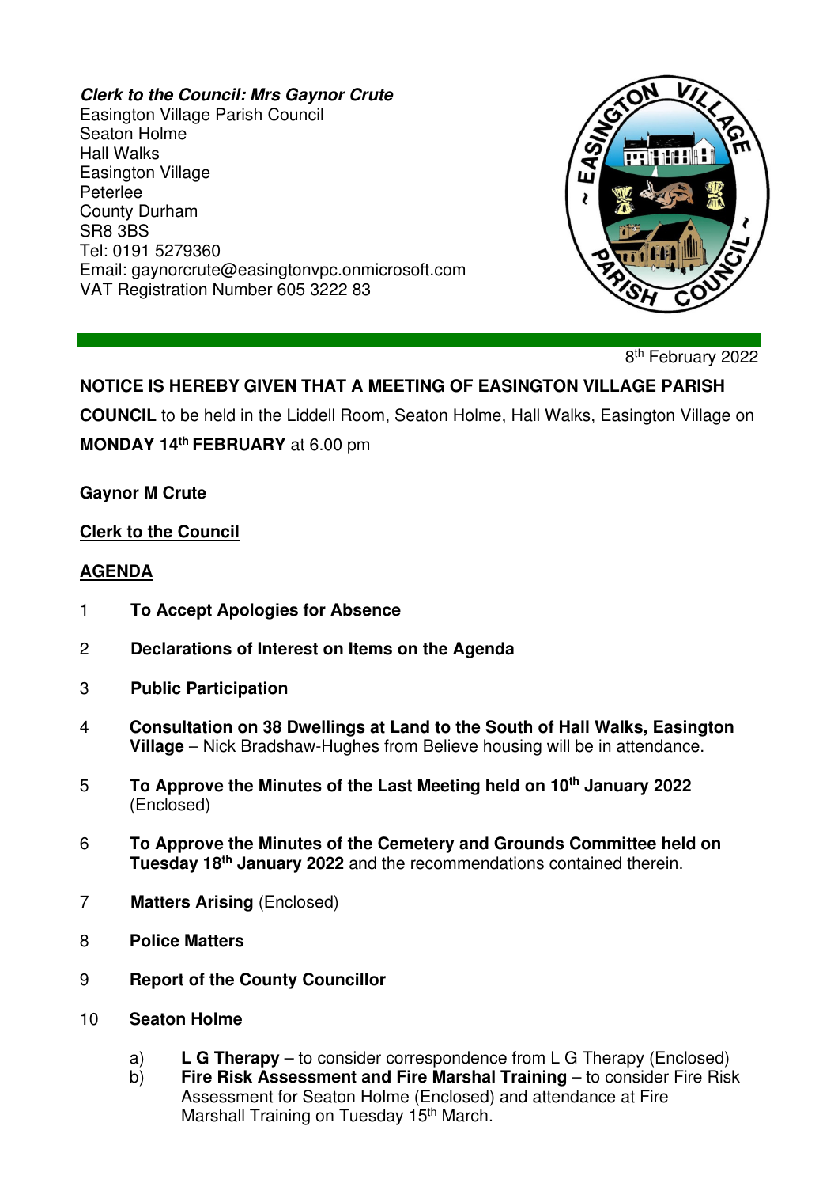***Clerk to the Council: Mrs Gaynor Crute***
Easington Village Parish Council
Seaton Holme
Hall Walks
Easington Village
Peterlee
County Durham
SR8 3BS
Tel: 0191 5279360
Email: gaynorcrute@easingtonvpc.onmicrosoft.com
VAT Registration Number 605 3222 83

8th February 2022

**NOTICE IS HEREBY GIVEN THAT A MEETING OF EASINGTON VILLAGE PARISH COUNCIL** to be held in the Liddell Room, Seaton Holme, Hall Walks, Easington Village on **MONDAY 14th FEBRUARY** at 6.00 pm

**Gaynor M Crute**

**Clerk to the Council**

## AGENDA

1. **To Accept Apologies for Absence**

2. **Declarations of Interest on Items on the Agenda**

3. **Public Participation**

4. **Consultation on 38 Dwellings at Land to the South of Hall Walks, Easington Village** – Nick Bradshaw-Hughes from Believe housing will be in attendance.

5. **To Approve the Minutes of the Last Meeting held on 10th January 2022** (Enclosed)

6. **To Approve the Minutes of the Cemetery and Grounds Committee held on Tuesday 18th January 2022** and the recommendations contained therein.

7. **Matters Arising** (Enclosed)

8. **Police Matters**

9. **Report of the County Councillor**

10. **Seaton Holme**

    a) **L G Therapy** – to consider correspondence from L G Therapy (Enclosed)
    b) **Fire Risk Assessment and Fire Marshal Training** – to consider Fire Risk Assessment for Seaton Holme (Enclosed) and attendance at Fire Marshall Training on Tuesday 15th March.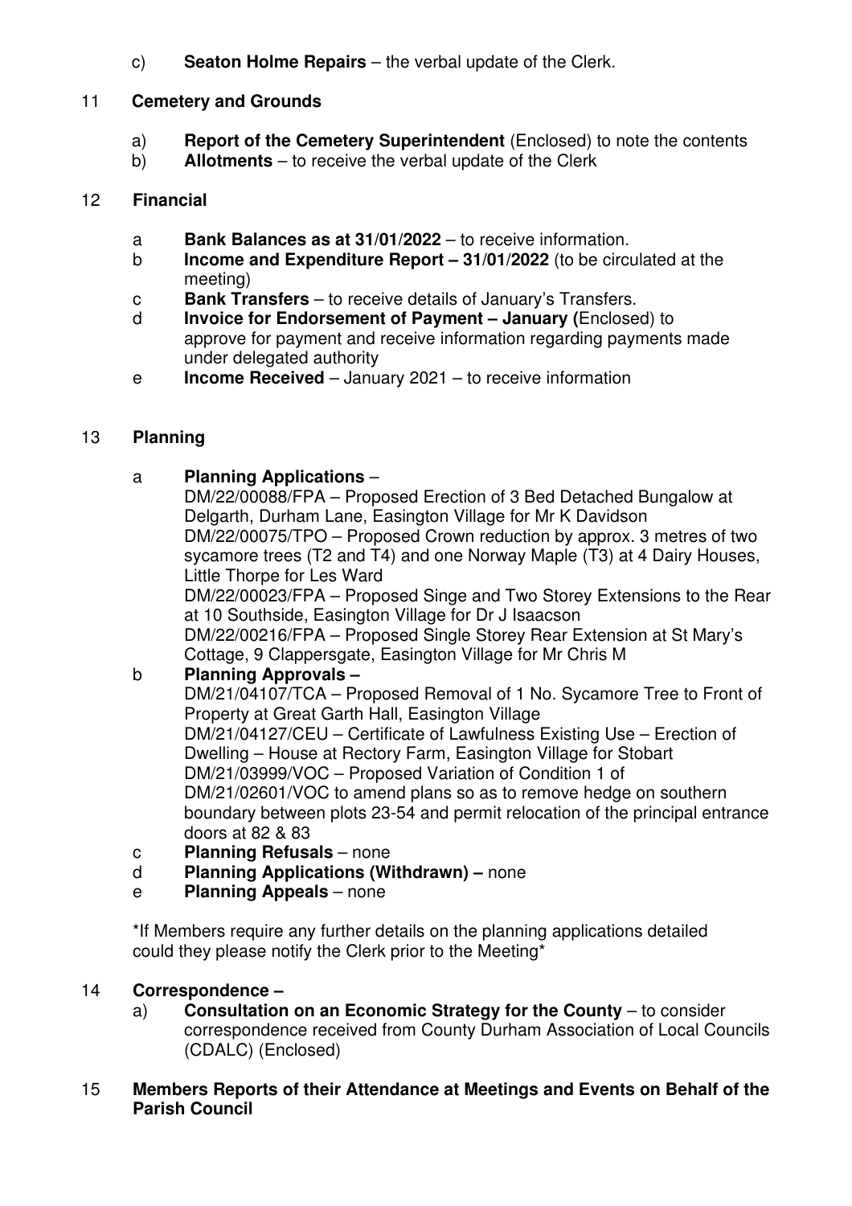c) **Seaton Holme Repairs** – the verbal update of the Clerk.

## 11 Cemetery and Grounds

a) **Report of the Cemetery Superintendent** (Enclosed) to note the contents
b) **Allotments** – to receive the verbal update of the Clerk

## 12 Financial

a **Bank Balances as at 31/01/2022** – to receive information.
b **Income and Expenditure Report – 31/01/2022** (to be circulated at the meeting)
c **Bank Transfers** – to receive details of January's Transfers.
d **Invoice for Endorsement of Payment – January (**Enclosed) to approve for payment and receive information regarding payments made under delegated authority
e **Income Received** – January 2021 – to receive information

## 13 Planning

a **Planning Applications** –
DM/22/00088/FPA – Proposed Erection of 3 Bed Detached Bungalow at Delgarth, Durham Lane, Easington Village for Mr K Davidson
DM/22/00075/TPO – Proposed Crown reduction by approx. 3 metres of two sycamore trees (T2 and T4) and one Norway Maple (T3) at 4 Dairy Houses, Little Thorpe for Les Ward
DM/22/00023/FPA – Proposed Singe and Two Storey Extensions to the Rear at 10 Southside, Easington Village for Dr J Isaacson
DM/22/00216/FPA – Proposed Single Storey Rear Extension at St Mary's Cottage, 9 Clappersgate, Easington Village for Mr Chris M

b **Planning Approvals –**
DM/21/04107/TCA – Proposed Removal of 1 No. Sycamore Tree to Front of Property at Great Garth Hall, Easington Village
DM/21/04127/CEU – Certificate of Lawfulness Existing Use – Erection of Dwelling – House at Rectory Farm, Easington Village for Stobart
DM/21/03999/VOC – Proposed Variation of Condition 1 of DM/21/02601/VOC to amend plans so as to remove hedge on southern boundary between plots 23-54 and permit relocation of the principal entrance doors at 82 & 83

c **Planning Refusals** – none
d **Planning Applications (Withdrawn) –** none
e **Planning Appeals** – none

\*If Members require any further details on the planning applications detailed could they please notify the Clerk prior to the Meeting\*

## 14 Correspondence –

a) **Consultation on an Economic Strategy for the County** – to consider correspondence received from County Durham Association of Local Councils (CDALC) (Enclosed)

## 15 Members Reports of their Attendance at Meetings and Events on Behalf of the Parish Council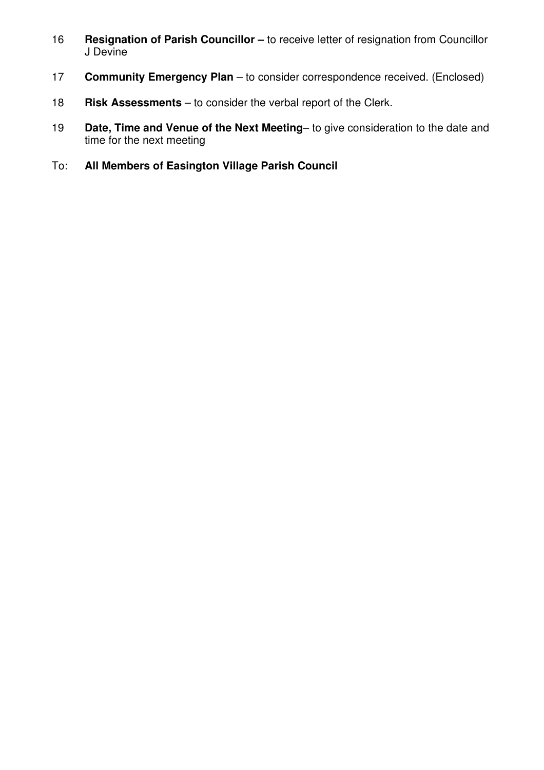16 **Resignation of Parish Councillor –** to receive letter of resignation from Councillor J Devine

17 **Community Emergency Plan** – to consider correspondence received. (Enclosed)

18 **Risk Assessments** – to consider the verbal report of the Clerk.

19 **Date, Time and Venue of the Next Meeting**– to give consideration to the date and time for the next meeting

To: **All Members of Easington Village Parish Council**